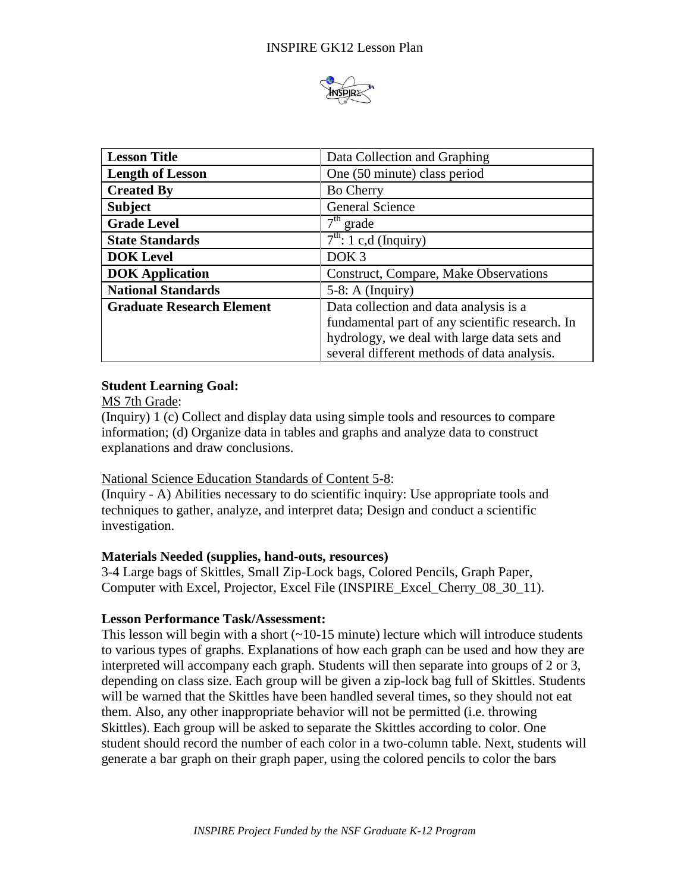| Lesson Title | Data Collection and Graphing |
| --- | --- |
| Length of Lesson | One (50 minute) class period |
| Created By | Bo Cherry |
| Subject | General Science |
| Grade Level | 7th grade |
| State Standards | 7th: 1 c,d (Inquiry) |
| DOK Level | DOK 3 |
| DOK Application | Construct, Compare, Make Observations |
| National Standards | 5-8: A (Inquiry) |
| Graduate Research Element | Data collection and data analysis is a fundamental part of any scientific research. In hydrology, we deal with large data sets and several different methods of data analysis. |

**Student Learning Goal:**

MS 7th Grade:

(Inquiry) 1 (c) Collect and display data using simple tools and resources to compare information; (d) Organize data in tables and graphs and analyze data to construct explanations and draw conclusions.

National Science Education Standards of Content 5-8:

(Inquiry - A) Abilities necessary to do scientific inquiry: Use appropriate tools and techniques to gather, analyze, and interpret data; Design and conduct a scientific investigation.

**Materials Needed (supplies, hand-outs, resources)**

3-4 Large bags of Skittles, Small Zip-Lock bags, Colored Pencils, Graph Paper, Computer with Excel, Projector, Excel File (INSPIRE_Excel_Cherry_08_30_11).

**Lesson Performance Task/Assessment:**

This lesson will begin with a short (~10-15 minute) lecture which will introduce students to various types of graphs. Explanations of how each graph can be used and how they are interpreted will accompany each graph. Students will then separate into groups of 2 or 3, depending on class size. Each group will be given a zip-lock bag full of Skittles. Students will be warned that the Skittles have been handled several times, so they should not eat them. Also, any other inappropriate behavior will not be permitted (i.e. throwing Skittles). Each group will be asked to separate the Skittles according to color. One student should record the number of each color in a two-column table. Next, students will generate a bar graph on their graph paper, using the colored pencils to color the bars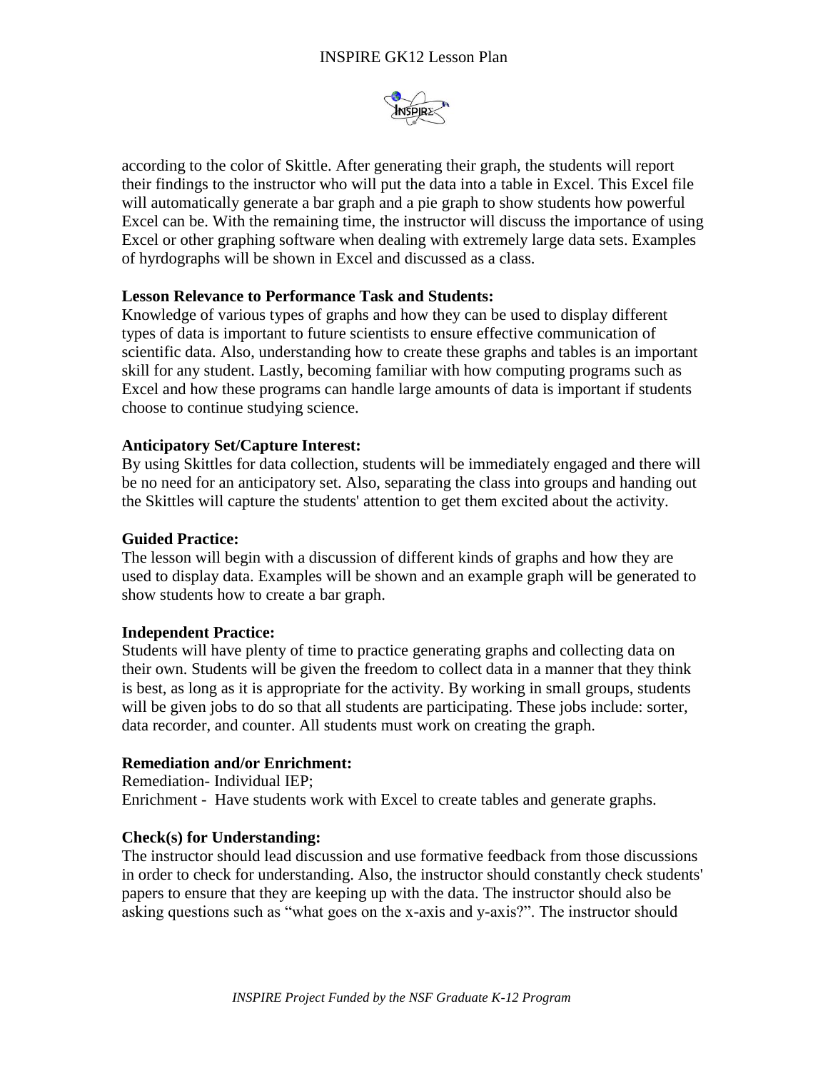according to the color of Skittle. After generating their graph, the students will report their findings to the instructor who will put the data into a table in Excel. This Excel file will automatically generate a bar graph and a pie graph to show students how powerful Excel can be. With the remaining time, the instructor will discuss the importance of using Excel or other graphing software when dealing with extremely large data sets. Examples of hyrdographs will be shown in Excel and discussed as a class.

**Lesson Relevance to Performance Task and Students:**
Knowledge of various types of graphs and how they can be used to display different types of data is important to future scientists to ensure effective communication of scientific data. Also, understanding how to create these graphs and tables is an important skill for any student. Lastly, becoming familiar with how computing programs such as Excel and how these programs can handle large amounts of data is important if students choose to continue studying science.

**Anticipatory Set/Capture Interest:**
By using Skittles for data collection, students will be immediately engaged and there will be no need for an anticipatory set. Also, separating the class into groups and handing out the Skittles will capture the students' attention to get them excited about the activity.

**Guided Practice:**
The lesson will begin with a discussion of different kinds of graphs and how they are used to display data. Examples will be shown and an example graph will be generated to show students how to create a bar graph.

**Independent Practice:**
Students will have plenty of time to practice generating graphs and collecting data on their own. Students will be given the freedom to collect data in a manner that they think is best, as long as it is appropriate for the activity. By working in small groups, students will be given jobs to do so that all students are participating. These jobs include: sorter, data recorder, and counter. All students must work on creating the graph.

**Remediation and/or Enrichment:**
Remediation- Individual IEP;
Enrichment - Have students work with Excel to create tables and generate graphs.

**Check(s) for Understanding:**
The instructor should lead discussion and use formative feedback from those discussions in order to check for understanding. Also, the instructor should constantly check students' papers to ensure that they are keeping up with the data. The instructor should also be asking questions such as "what goes on the x-axis and y-axis?". The instructor should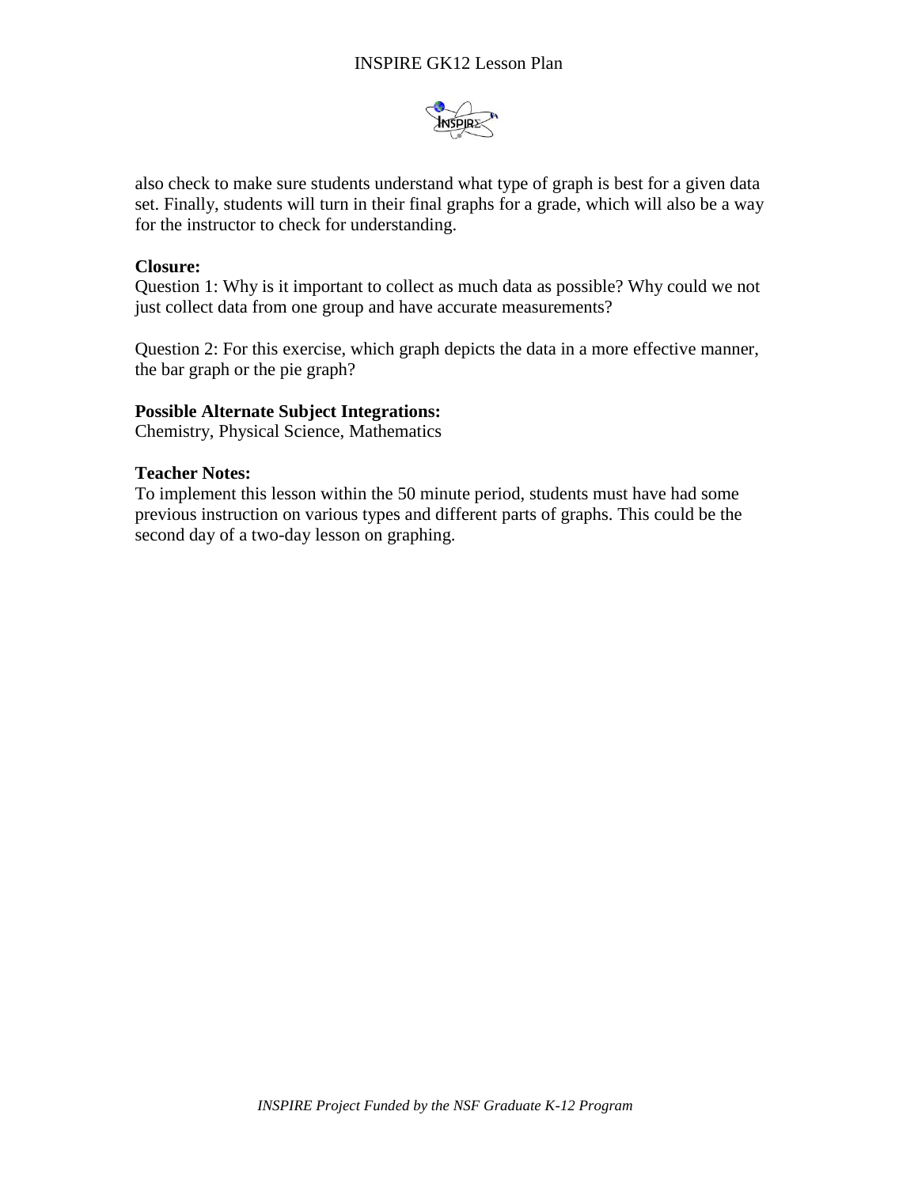also check to make sure students understand what type of graph is best for a given data set. Finally, students will turn in their final graphs for a grade, which will also be a way for the instructor to check for understanding.

**Closure:**

Question 1: Why is it important to collect as much data as possible? Why could we not just collect data from one group and have accurate measurements?

Question 2: For this exercise, which graph depicts the data in a more effective manner, the bar graph or the pie graph?

**Possible Alternate Subject Integrations:**

Chemistry, Physical Science, Mathematics

**Teacher Notes:**

To implement this lesson within the 50 minute period, students must have had some previous instruction on various types and different parts of graphs. This could be the second day of a two-day lesson on graphing.